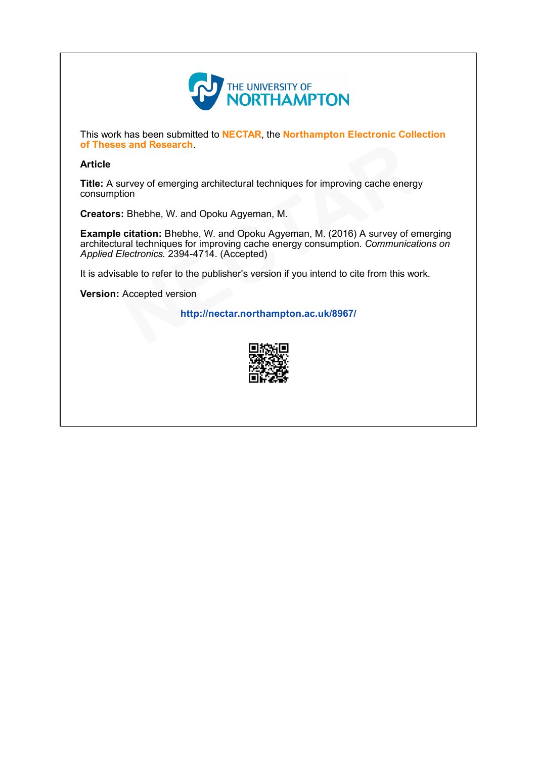THE UNIVERSITY OF NORTHAMPTON

This work has been submitted to **NECTAR**, the **Northampton Electronic Collection of Theses and Research**.

**Article**

**Title:** A survey of emerging architectural techniques for improving cache energy consumption

**Creators:** Bhebhe, W. and Opoku Agyeman, M.

**Example citation:** Bhebhe, W. and Opoku Agyeman, M. (2016) A survey of emerging architectural techniques for improving cache energy consumption. *Communications on Applied Electronics.* 2394-4714. (Accepted)

It is advisable to refer to the publisher's version if you intend to cite from this work.

**Version:** Accepted version

**http://nectar.northampton.ac.uk/8967/**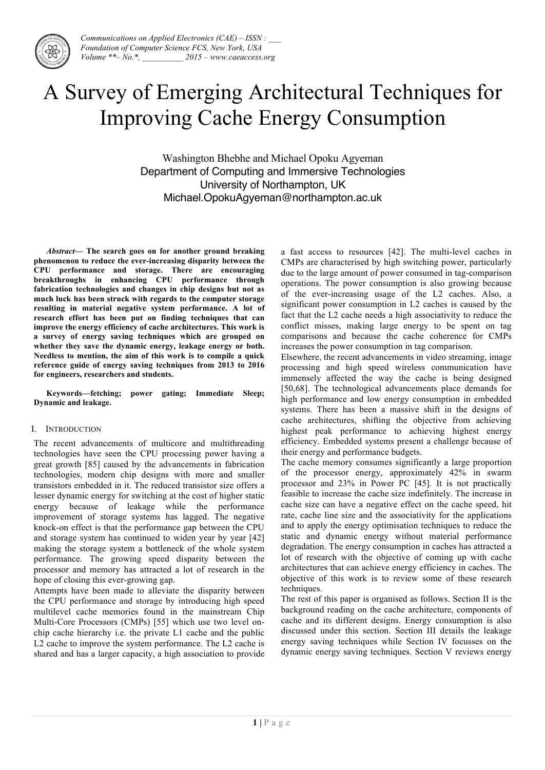# A Survey of Emerging Architectural Techniques for Improving Cache Energy Consumption

Washington Bhebhe and Michael Opoku Agyeman
Department of Computing and Immersive Technologies
University of Northampton, UK
Michael.OpokuAgyeman@northampton.ac.uk

***Abstract*— The search goes on for another ground breaking phenomenon to reduce the ever-increasing disparity between the CPU performance and storage. There are encouraging breakthroughs in enhancing CPU performance through fabrication technologies and changes in chip designs but not as much luck has been struck with regards to the computer storage resulting in material negative system performance. A lot of research effort has been put on finding techniques that can improve the energy efficiency of cache architectures. This work is a survey of energy saving techniques which are grouped on whether they save the dynamic energy, leakage energy or both. Needless to mention, the aim of this work is to compile a quick reference guide of energy saving techniques from 2013 to 2016 for engineers, researchers and students.**

**Keywords—fetching; power gating; Immediate Sleep; Dynamic and leakage.**

## I. INTRODUCTION

The recent advancements of multicore and multithreading technologies have seen the CPU processing power having a great growth [85] caused by the advancements in fabrication technologies, modern chip designs with more and smaller transistors embedded in it. The reduced transistor size offers a lesser dynamic energy for switching at the cost of higher static energy because of leakage while the performance improvement of storage systems has lagged. The negative knock-on effect is that the performance gap between the CPU and storage system has continued to widen year by year [42] making the storage system a bottleneck of the whole system performance. The growing speed disparity between the processor and memory has attracted a lot of research in the hope of closing this ever-growing gap.

Attempts have been made to alleviate the disparity between the CPU performance and storage by introducing high speed multilevel cache memories found in the mainstream Chip Multi-Core Processors (CMPs) [55] which use two level on-chip cache hierarchy i.e. the private L1 cache and the public L2 cache to improve the system performance. The L2 cache is shared and has a larger capacity, a high association to provide a fast access to resources [42]. The multi-level caches in CMPs are characterised by high switching power, particularly due to the large amount of power consumed in tag-comparison operations. The power consumption is also growing because of the ever-increasing usage of the L2 caches. Also, a significant power consumption in L2 caches is caused by the fact that the L2 cache needs a high associativity to reduce the conflict misses, making large energy to be spent on tag comparisons and because the cache coherence for CMPs increases the power consumption in tag comparison.

Elsewhere, the recent advancements in video streaming, image processing and high speed wireless communication have immensely affected the way the cache is being designed [50,68]. The technological advancements place demands for high performance and low energy consumption in embedded systems. There has been a massive shift in the designs of cache architectures, shifting the objective from achieving highest peak performance to achieving highest energy efficiency. Embedded systems present a challenge because of their energy and performance budgets.

The cache memory consumes significantly a large proportion of the processor energy, approximately 42% in swarm processor and 23% in Power PC [45]. It is not practically feasible to increase the cache size indefinitely. The increase in cache size can have a negative effect on the cache speed, hit rate, cache line size and the associativity for the applications and to apply the energy optimisation techniques to reduce the static and dynamic energy without material performance degradation. The energy consumption in caches has attracted a lot of research with the objective of coming up with cache architectures that can achieve energy efficiency in caches. The objective of this work is to review some of these research techniques.

The rest of this paper is organised as follows. Section II is the background reading on the cache architecture, components of cache and its different designs. Energy consumption is also discussed under this section. Section III details the leakage energy saving techniques while Section IV focusses on the dynamic energy saving techniques. Section V reviews energy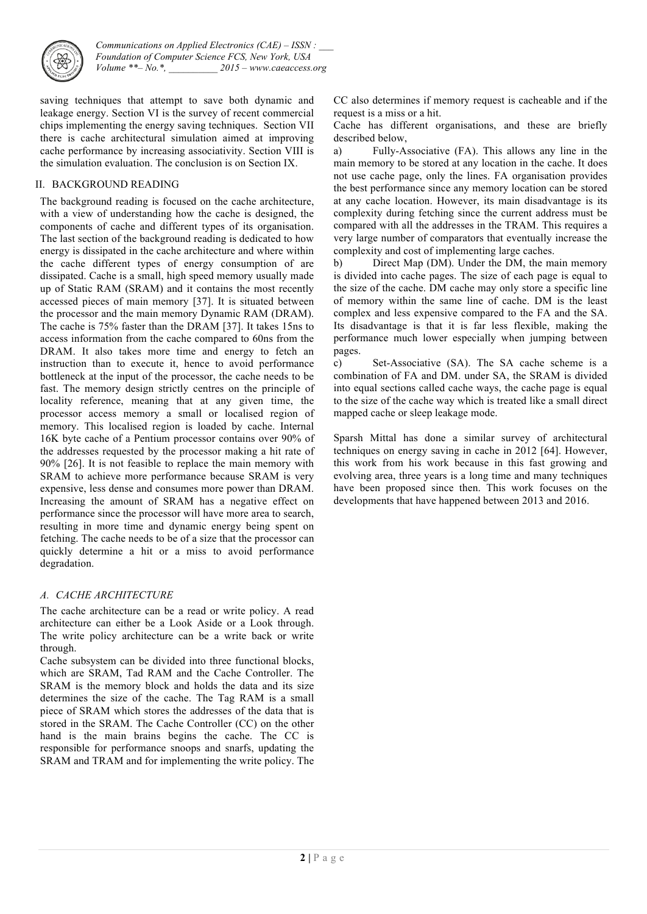saving techniques that attempt to save both dynamic and leakage energy. Section VI is the survey of recent commercial chips implementing the energy saving techniques. Section VII there is cache architectural simulation aimed at improving cache performance by increasing associativity. Section VIII is the simulation evaluation. The conclusion is on Section IX.

## II. BACKGROUND READING

The background reading is focused on the cache architecture, with a view of understanding how the cache is designed, the components of cache and different types of its organisation. The last section of the background reading is dedicated to how energy is dissipated in the cache architecture and where within the cache different types of energy consumption of are dissipated. Cache is a small, high speed memory usually made up of Static RAM (SRAM) and it contains the most recently accessed pieces of main memory [37]. It is situated between the processor and the main memory Dynamic RAM (DRAM). The cache is 75% faster than the DRAM [37]. It takes 15ns to access information from the cache compared to 60ns from the DRAM. It also takes more time and energy to fetch an instruction than to execute it, hence to avoid performance bottleneck at the input of the processor, the cache needs to be fast. The memory design strictly centres on the principle of locality reference, meaning that at any given time, the processor access memory a small or localised region of memory. This localised region is loaded by cache. Internal 16K byte cache of a Pentium processor contains over 90% of the addresses requested by the processor making a hit rate of 90% [26]. It is not feasible to replace the main memory with SRAM to achieve more performance because SRAM is very expensive, less dense and consumes more power than DRAM. Increasing the amount of SRAM has a negative effect on performance since the processor will have more area to search, resulting in more time and dynamic energy being spent on fetching. The cache needs to be of a size that the processor can quickly determine a hit or a miss to avoid performance degradation.

### *A. CACHE ARCHITECTURE*

The cache architecture can be a read or write policy. A read architecture can either be a Look Aside or a Look through. The write policy architecture can be a write back or write through.

Cache subsystem can be divided into three functional blocks, which are SRAM, Tad RAM and the Cache Controller. The SRAM is the memory block and holds the data and its size determines the size of the cache. The Tag RAM is a small piece of SRAM which stores the addresses of the data that is stored in the SRAM. The Cache Controller (CC) on the other hand is the main brains begins the cache. The CC is responsible for performance snoops and snarfs, updating the SRAM and TRAM and for implementing the write policy. The CC also determines if memory request is cacheable and if the request is a miss or a hit.

Cache has different organisations, and these are briefly described below,

a) Fully-Associative (FA). This allows any line in the main memory to be stored at any location in the cache. It does not use cache page, only the lines. FA organisation provides the best performance since any memory location can be stored at any cache location. However, its main disadvantage is its complexity during fetching since the current address must be compared with all the addresses in the TRAM. This requires a very large number of comparators that eventually increase the complexity and cost of implementing large caches.

b) Direct Map (DM). Under the DM, the main memory is divided into cache pages. The size of each page is equal to the size of the cache. DM cache may only store a specific line of memory within the same line of cache. DM is the least complex and less expensive compared to the FA and the SA. Its disadvantage is that it is far less flexible, making the performance much lower especially when jumping between pages.

c) Set-Associative (SA). The SA cache scheme is a combination of FA and DM. under SA, the SRAM is divided into equal sections called cache ways, the cache page is equal to the size of the cache way which is treated like a small direct mapped cache or sleep leakage mode.

Sparsh Mittal has done a similar survey of architectural techniques on energy saving in cache in 2012 [64]. However, this work from his work because in this fast growing and evolving area, three years is a long time and many techniques have been proposed since then. This work focuses on the developments that have happened between 2013 and 2016.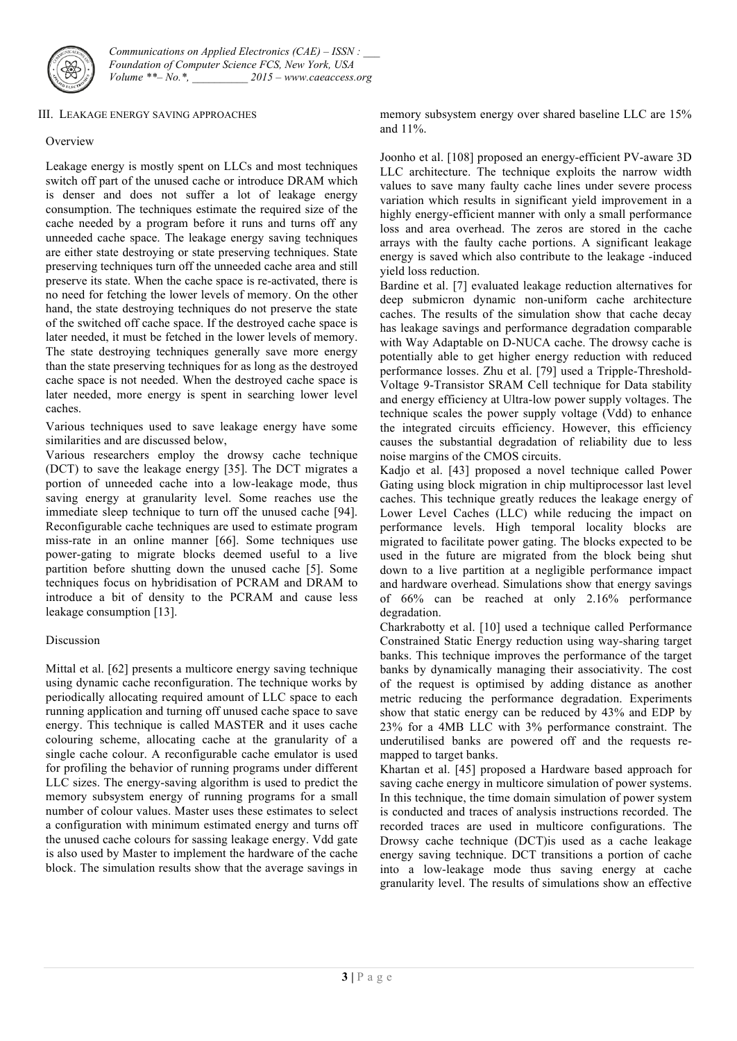## III. LEAKAGE ENERGY SAVING APPROACHES

### Overview

Leakage energy is mostly spent on LLCs and most techniques switch off part of the unused cache or introduce DRAM which is denser and does not suffer a lot of leakage energy consumption. The techniques estimate the required size of the cache needed by a program before it runs and turns off any unneeded cache space. The leakage energy saving techniques are either state destroying or state preserving techniques. State preserving techniques turn off the unneeded cache area and still preserve its state. When the cache space is re-activated, there is no need for fetching the lower levels of memory. On the other hand, the state destroying techniques do not preserve the state of the switched off cache space. If the destroyed cache space is later needed, it must be fetched in the lower levels of memory. The state destroying techniques generally save more energy than the state preserving techniques for as long as the destroyed cache space is not needed. When the destroyed cache space is later needed, more energy is spent in searching lower level caches.

Various techniques used to save leakage energy have some similarities and are discussed below,

Various researchers employ the drowsy cache technique (DCT) to save the leakage energy [35]. The DCT migrates a portion of unneeded cache into a low-leakage mode, thus saving energy at granularity level. Some reaches use the immediate sleep technique to turn off the unused cache [94]. Reconfigurable cache techniques are used to estimate program miss-rate in an online manner [66]. Some techniques use power-gating to migrate blocks deemed useful to a live partition before shutting down the unused cache [5]. Some techniques focus on hybridisation of PCRAM and DRAM to introduce a bit of density to the PCRAM and cause less leakage consumption [13].

### Discussion

Mittal et al. [62] presents a multicore energy saving technique using dynamic cache reconfiguration. The technique works by periodically allocating required amount of LLC space to each running application and turning off unused cache space to save energy. This technique is called MASTER and it uses cache colouring scheme, allocating cache at the granularity of a single cache colour. A reconfigurable cache emulator is used for profiling the behavior of running programs under different LLC sizes. The energy-saving algorithm is used to predict the memory subsystem energy of running programs for a small number of colour values. Master uses these estimates to select a configuration with minimum estimated energy and turns off the unused cache colours for sassing leakage energy. Vdd gate is also used by Master to implement the hardware of the cache block. The simulation results show that the average savings in memory subsystem energy over shared baseline LLC are 15% and 11%.

Joonho et al. [108] proposed an energy-efficient PV-aware 3D LLC architecture. The technique exploits the narrow width values to save many faulty cache lines under severe process variation which results in significant yield improvement in a highly energy-efficient manner with only a small performance loss and area overhead. The zeros are stored in the cache arrays with the faulty cache portions. A significant leakage energy is saved which also contribute to the leakage -induced yield loss reduction.

Bardine et al. [7] evaluated leakage reduction alternatives for deep submicron dynamic non-uniform cache architecture caches. The results of the simulation show that cache decay has leakage savings and performance degradation comparable with Way Adaptable on D-NUCA cache. The drowsy cache is potentially able to get higher energy reduction with reduced performance losses. Zhu et al. [79] used a Tripple-Threshold-Voltage 9-Transistor SRAM Cell technique for Data stability and energy efficiency at Ultra-low power supply voltages. The technique scales the power supply voltage (Vdd) to enhance the integrated circuits efficiency. However, this efficiency causes the substantial degradation of reliability due to less noise margins of the CMOS circuits.

Kadjo et al. [43] proposed a novel technique called Power Gating using block migration in chip multiprocessor last level caches. This technique greatly reduces the leakage energy of Lower Level Caches (LLC) while reducing the impact on performance levels. High temporal locality blocks are migrated to facilitate power gating. The blocks expected to be used in the future are migrated from the block being shut down to a live partition at a negligible performance impact and hardware overhead. Simulations show that energy savings of 66% can be reached at only 2.16% performance degradation.

Charkrabotty et al. [10] used a technique called Performance Constrained Static Energy reduction using way-sharing target banks. This technique improves the performance of the target banks by dynamically managing their associativity. The cost of the request is optimised by adding distance as another metric reducing the performance degradation. Experiments show that static energy can be reduced by 43% and EDP by 23% for a 4MB LLC with 3% performance constraint. The underutilised banks are powered off and the requests re-mapped to target banks.

Khartan et al. [45] proposed a Hardware based approach for saving cache energy in multicore simulation of power systems. In this technique, the time domain simulation of power system is conducted and traces of analysis instructions recorded. The recorded traces are used in multicore configurations. The Drowsy cache technique (DCT)is used as a cache leakage energy saving technique. DCT transitions a portion of cache into a low-leakage mode thus saving energy at cache granularity level. The results of simulations show an effective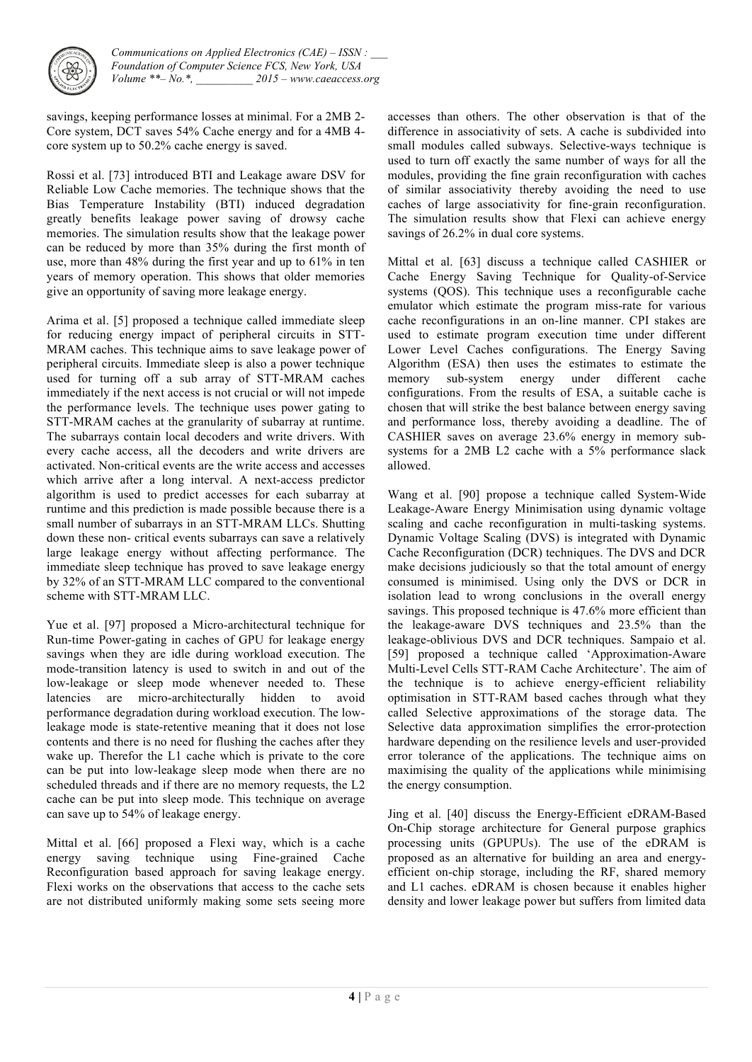savings, keeping performance losses at minimal. For a 2MB 2-Core system, DCT saves 54% Cache energy and for a 4MB 4-core system up to 50.2% cache energy is saved.

Rossi et al. [73] introduced BTI and Leakage aware DSV for Reliable Low Cache memories. The technique shows that the Bias Temperature Instability (BTI) induced degradation greatly benefits leakage power saving of drowsy cache memories. The simulation results show that the leakage power can be reduced by more than 35% during the first month of use, more than 48% during the first year and up to 61% in ten years of memory operation. This shows that older memories give an opportunity of saving more leakage energy.

Arima et al. [5] proposed a technique called immediate sleep for reducing energy impact of peripheral circuits in STT-MRAM caches. This technique aims to save leakage power of peripheral circuits. Immediate sleep is also a power technique used for turning off a sub array of STT-MRAM caches immediately if the next access is not crucial or will not impede the performance levels. The technique uses power gating to STT-MRAM caches at the granularity of subarray at runtime. The subarrays contain local decoders and write drivers. With every cache access, all the decoders and write drivers are activated. Non-critical events are the write access and accesses which arrive after a long interval. A next-access predictor algorithm is used to predict accesses for each subarray at runtime and this prediction is made possible because there is a small number of subarrays in an STT-MRAM LLCs. Shutting down these non- critical events subarrays can save a relatively large leakage energy without affecting performance. The immediate sleep technique has proved to save leakage energy by 32% of an STT-MRAM LLC compared to the conventional scheme with STT-MRAM LLC.

Yue et al. [97] proposed a Micro-architectural technique for Run-time Power-gating in caches of GPU for leakage energy savings when they are idle during workload execution. The mode-transition latency is used to switch in and out of the low-leakage or sleep mode whenever needed to. These latencies are micro-architecturally hidden to avoid performance degradation during workload execution. The low-leakage mode is state-retentive meaning that it does not lose contents and there is no need for flushing the caches after they wake up. Therefor the L1 cache which is private to the core can be put into low-leakage sleep mode when there are no scheduled threads and if there are no memory requests, the L2 cache can be put into sleep mode. This technique on average can save up to 54% of leakage energy.

Mittal et al. [66] proposed a Flexi way, which is a cache energy saving technique using Fine-grained Cache Reconfiguration based approach for saving leakage energy. Flexi works on the observations that access to the cache sets are not distributed uniformly making some sets seeing more accesses than others. The other observation is that of the difference in associativity of sets. A cache is subdivided into small modules called subways. Selective-ways technique is used to turn off exactly the same number of ways for all the modules, providing the fine grain reconfiguration with caches of similar associativity thereby avoiding the need to use caches of large associativity for fine-grain reconfiguration. The simulation results show that Flexi can achieve energy savings of 26.2% in dual core systems.

Mittal et al. [63] discuss a technique called CASHIER or Cache Energy Saving Technique for Quality-of-Service systems (QOS). This technique uses a reconfigurable cache emulator which estimate the program miss-rate for various cache reconfigurations in an on-line manner. CPI stakes are used to estimate program execution time under different Lower Level Caches configurations. The Energy Saving Algorithm (ESA) then uses the estimates to estimate the memory sub-system energy under different cache configurations. From the results of ESA, a suitable cache is chosen that will strike the best balance between energy saving and performance loss, thereby avoiding a deadline. The of CASHIER saves on average 23.6% energy in memory sub-systems for a 2MB L2 cache with a 5% performance slack allowed.

Wang et al. [90] propose a technique called System-Wide Leakage-Aware Energy Minimisation using dynamic voltage scaling and cache reconfiguration in multi-tasking systems. Dynamic Voltage Scaling (DVS) is integrated with Dynamic Cache Reconfiguration (DCR) techniques. The DVS and DCR make decisions judiciously so that the total amount of energy consumed is minimised. Using only the DVS or DCR in isolation lead to wrong conclusions in the overall energy savings. This proposed technique is 47.6% more efficient than the leakage-aware DVS techniques and 23.5% than the leakage-oblivious DVS and DCR techniques. Sampaio et al. [59] proposed a technique called 'Approximation-Aware Multi-Level Cells STT-RAM Cache Architecture'. The aim of the technique is to achieve energy-efficient reliability optimisation in STT-RAM based caches through what they called Selective approximations of the storage data. The Selective data approximation simplifies the error-protection hardware depending on the resilience levels and user-provided error tolerance of the applications. The technique aims on maximising the quality of the applications while minimising the energy consumption.

Jing et al. [40] discuss the Energy-Efficient eDRAM-Based On-Chip storage architecture for General purpose graphics processing units (GPUPUs). The use of the eDRAM is proposed as an alternative for building an area and energy-efficient on-chip storage, including the RF, shared memory and L1 caches. eDRAM is chosen because it enables higher density and lower leakage power but suffers from limited data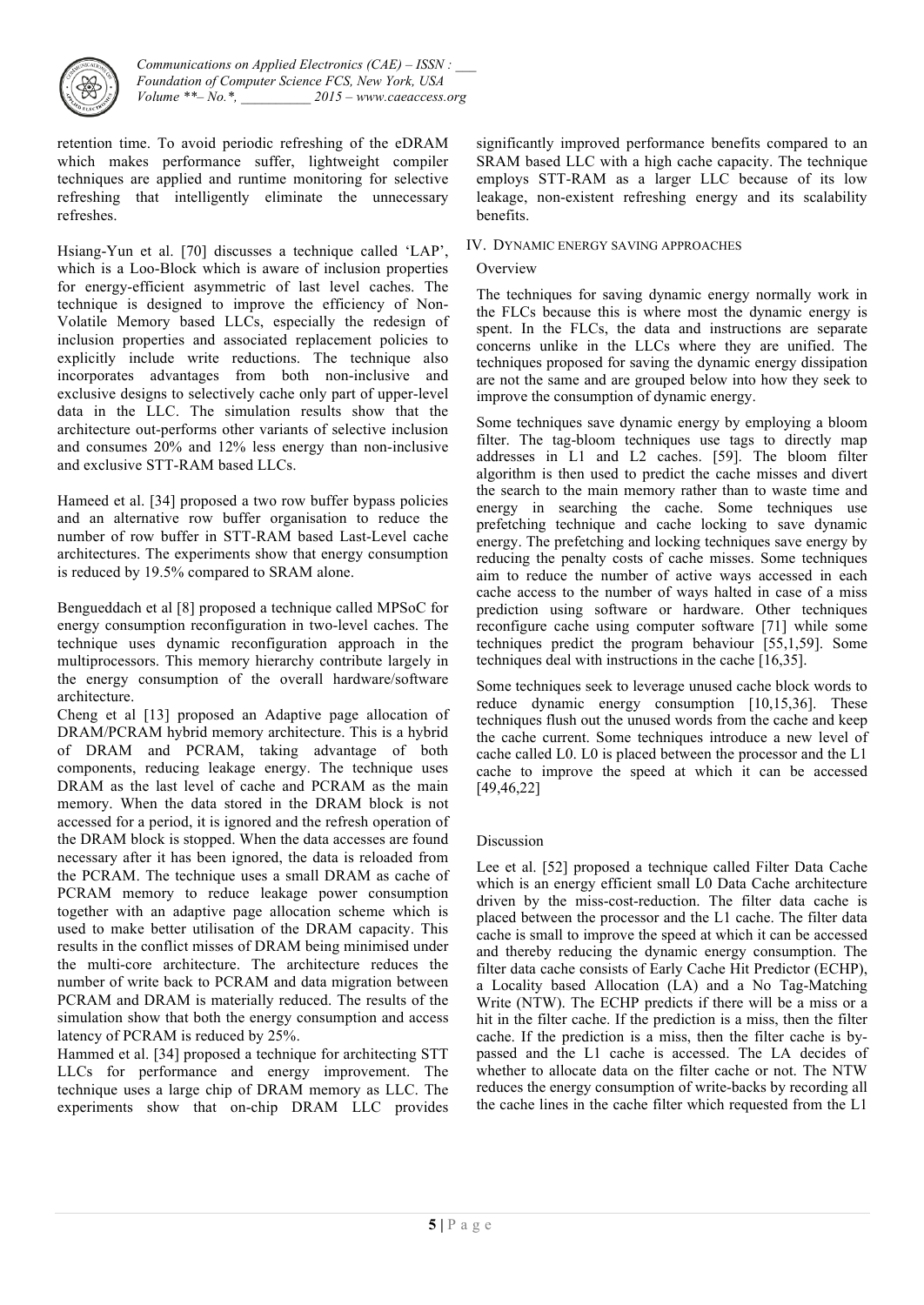retention time. To avoid periodic refreshing of the eDRAM which makes performance suffer, lightweight compiler techniques are applied and runtime monitoring for selective refreshing that intelligently eliminate the unnecessary refreshes.

Hsiang-Yun et al. [70] discusses a technique called 'LAP', which is a Loo-Block which is aware of inclusion properties for energy-efficient asymmetric of last level caches. The technique is designed to improve the efficiency of Non-Volatile Memory based LLCs, especially the redesign of inclusion properties and associated replacement policies to explicitly include write reductions. The technique also incorporates advantages from both non-inclusive and exclusive designs to selectively cache only part of upper-level data in the LLC. The simulation results show that the architecture out-performs other variants of selective inclusion and consumes 20% and 12% less energy than non-inclusive and exclusive STT-RAM based LLCs.

Hameed et al. [34] proposed a two row buffer bypass policies and an alternative row buffer organisation to reduce the number of row buffer in STT-RAM based Last-Level cache architectures. The experiments show that energy consumption is reduced by 19.5% compared to SRAM alone.

Bengueddach et al [8] proposed a technique called MPSoC for energy consumption reconfiguration in two-level caches. The technique uses dynamic reconfiguration approach in the multiprocessors. This memory hierarchy contribute largely in the energy consumption of the overall hardware/software architecture.

Cheng et al [13] proposed an Adaptive page allocation of DRAM/PCRAM hybrid memory architecture. This is a hybrid of DRAM and PCRAM, taking advantage of both components, reducing leakage energy. The technique uses DRAM as the last level of cache and PCRAM as the main memory. When the data stored in the DRAM block is not accessed for a period, it is ignored and the refresh operation of the DRAM block is stopped. When the data accesses are found necessary after it has been ignored, the data is reloaded from the PCRAM. The technique uses a small DRAM as cache of PCRAM memory to reduce leakage power consumption together with an adaptive page allocation scheme which is used to make better utilisation of the DRAM capacity. This results in the conflict misses of DRAM being minimised under the multi-core architecture. The architecture reduces the number of write back to PCRAM and data migration between PCRAM and DRAM is materially reduced. The results of the simulation show that both the energy consumption and access latency of PCRAM is reduced by 25%.

Hammed et al. [34] proposed a technique for architecting STT LLCs for performance and energy improvement. The technique uses a large chip of DRAM memory as LLC. The experiments show that on-chip DRAM LLC provides significantly improved performance benefits compared to an SRAM based LLC with a high cache capacity. The technique employs STT-RAM as a larger LLC because of its low leakage, non-existent refreshing energy and its scalability benefits.

## IV. DYNAMIC ENERGY SAVING APPROACHES

### Overview

The techniques for saving dynamic energy normally work in the FLCs because this is where most the dynamic energy is spent. In the FLCs, the data and instructions are separate concerns unlike in the LLCs where they are unified. The techniques proposed for saving the dynamic energy dissipation are not the same and are grouped below into how they seek to improve the consumption of dynamic energy.

Some techniques save dynamic energy by employing a bloom filter. The tag-bloom techniques use tags to directly map addresses in L1 and L2 caches. [59]. The bloom filter algorithm is then used to predict the cache misses and divert the search to the main memory rather than to waste time and energy in searching the cache. Some techniques use prefetching technique and cache locking to save dynamic energy. The prefetching and locking techniques save energy by reducing the penalty costs of cache misses. Some techniques aim to reduce the number of active ways accessed in each cache access to the number of ways halted in case of a miss prediction using software or hardware. Other techniques reconfigure cache using computer software [71] while some techniques predict the program behaviour [55,1,59]. Some techniques deal with instructions in the cache [16,35].

Some techniques seek to leverage unused cache block words to reduce dynamic energy consumption [10,15,36]. These techniques flush out the unused words from the cache and keep the cache current. Some techniques introduce a new level of cache called L0. L0 is placed between the processor and the L1 cache to improve the speed at which it can be accessed [49,46,22]

### Discussion

Lee et al. [52] proposed a technique called Filter Data Cache which is an energy efficient small L0 Data Cache architecture driven by the miss-cost-reduction. The filter data cache is placed between the processor and the L1 cache. The filter data cache is small to improve the speed at which it can be accessed and thereby reducing the dynamic energy consumption. The filter data cache consists of Early Cache Hit Predictor (ECHP), a Locality based Allocation (LA) and a No Tag-Matching Write (NTW). The ECHP predicts if there will be a miss or a hit in the filter cache. If the prediction is a miss, then the filter cache. If the prediction is a miss, then the filter cache is by-passed and the L1 cache is accessed. The LA decides of whether to allocate data on the filter cache or not. The NTW reduces the energy consumption of write-backs by recording all the cache lines in the cache filter which requested from the L1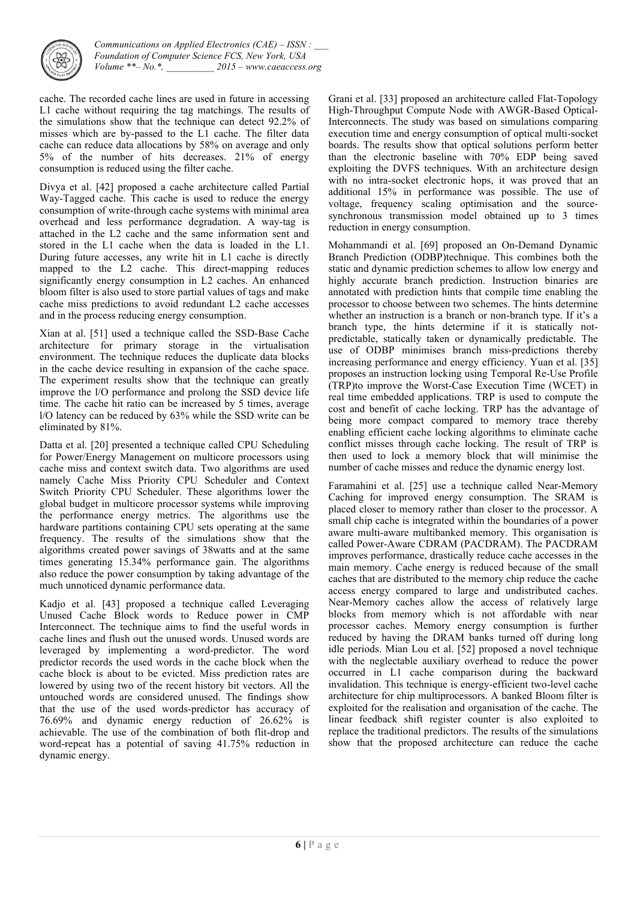cache. The recorded cache lines are used in future in accessing L1 cache without requiring the tag matchings. The results of the simulations show that the technique can detect 92.2% of misses which are by-passed to the L1 cache. The filter data cache can reduce data allocations by 58% on average and only 5% of the number of hits decreases. 21% of energy consumption is reduced using the filter cache.

Divya et al. [42] proposed a cache architecture called Partial Way-Tagged cache. This cache is used to reduce the energy consumption of write-through cache systems with minimal area overhead and less performance degradation. A way-tag is attached in the L2 cache and the same information sent and stored in the L1 cache when the data is loaded in the L1. During future accesses, any write hit in L1 cache is directly mapped to the L2 cache. This direct-mapping reduces significantly energy consumption in L2 caches. An enhanced bloom filter is also used to store partial values of tags and make cache miss predictions to avoid redundant L2 cache accesses and in the process reducing energy consumption.

Xian at al. [51] used a technique called the SSD-Base Cache architecture for primary storage in the virtualisation environment. The technique reduces the duplicate data blocks in the cache device resulting in expansion of the cache space. The experiment results show that the technique can greatly improve the I/O performance and prolong the SSD device life time. The cache hit ratio can be increased by 5 times, average I/O latency can be reduced by 63% while the SSD write can be eliminated by 81%.

Datta et al. [20] presented a technique called CPU Scheduling for Power/Energy Management on multicore processors using cache miss and context switch data. Two algorithms are used namely Cache Miss Priority CPU Scheduler and Context Switch Priority CPU Scheduler. These algorithms lower the global budget in multicore processor systems while improving the performance energy metrics. The algorithms use the hardware partitions containing CPU sets operating at the same frequency. The results of the simulations show that the algorithms created power savings of 38watts and at the same times generating 15.34% performance gain. The algorithms also reduce the power consumption by taking advantage of the much unnoticed dynamic performance data.

Kadjo et al. [43] proposed a technique called Leveraging Unused Cache Block words to Reduce power in CMP Interconnect. The technique aims to find the useful words in cache lines and flush out the unused words. Unused words are leveraged by implementing a word-predictor. The word predictor records the used words in the cache block when the cache block is about to be evicted. Miss prediction rates are lowered by using two of the recent history bit vectors. All the untouched words are considered unused. The findings show that the use of the used words-predictor has accuracy of 76.69% and dynamic energy reduction of 26.62% is achievable. The use of the combination of both flit-drop and word-repeat has a potential of saving 41.75% reduction in dynamic energy.

Grani et al. [33] proposed an architecture called Flat-Topology High-Throughput Compute Node with AWGR-Based Optical-Interconnects. The study was based on simulations comparing execution time and energy consumption of optical multi-socket boards. The results show that optical solutions perform better than the electronic baseline with 70% EDP being saved exploiting the DVFS techniques. With an architecture design with no intra-socket electronic hops, it was proved that an additional 15% in performance was possible. The use of voltage, frequency scaling optimisation and the source-synchronous transmission model obtained up to 3 times reduction in energy consumption.

Mohammandi et al. [69] proposed an On-Demand Dynamic Branch Prediction (ODBP)technique. This combines both the static and dynamic prediction schemes to allow low energy and highly accurate branch prediction. Instruction binaries are annotated with prediction hints that compile time enabling the processor to choose between two schemes. The hints determine whether an instruction is a branch or non-branch type. If it's a branch type, the hints determine if it is statically not-predictable, statically taken or dynamically predictable. The use of ODBP minimises branch miss-predictions thereby increasing performance and energy efficiency. Yuan et al. [35] proposes an instruction locking using Temporal Re-Use Profile (TRP)to improve the Worst-Case Execution Time (WCET) in real time embedded applications. TRP is used to compute the cost and benefit of cache locking. TRP has the advantage of being more compact compared to memory trace thereby enabling efficient cache locking algorithms to eliminate cache conflict misses through cache locking. The result of TRP is then used to lock a memory block that will minimise the number of cache misses and reduce the dynamic energy lost.

Faramahini et al. [25] use a technique called Near-Memory Caching for improved energy consumption. The SRAM is placed closer to memory rather than closer to the processor. A small chip cache is integrated within the boundaries of a power aware multi-aware multibanked memory. This organisation is called Power-Aware CDRAM (PACDRAM). The PACDRAM improves performance, drastically reduce cache accesses in the main memory. Cache energy is reduced because of the small caches that are distributed to the memory chip reduce the cache access energy compared to large and undistributed caches. Near-Memory caches allow the access of relatively large blocks from memory which is not affordable with near processor caches. Memory energy consumption is further reduced by having the DRAM banks turned off during long idle periods. Mian Lou et al. [52] proposed a novel technique with the neglectable auxiliary overhead to reduce the power occurred in L1 cache comparison during the backward invalidation. This technique is energy-efficient two-level cache architecture for chip multiprocessors. A banked Bloom filter is exploited for the realisation and organisation of the cache. The linear feedback shift register counter is also exploited to replace the traditional predictors. The results of the simulations show that the proposed architecture can reduce the cache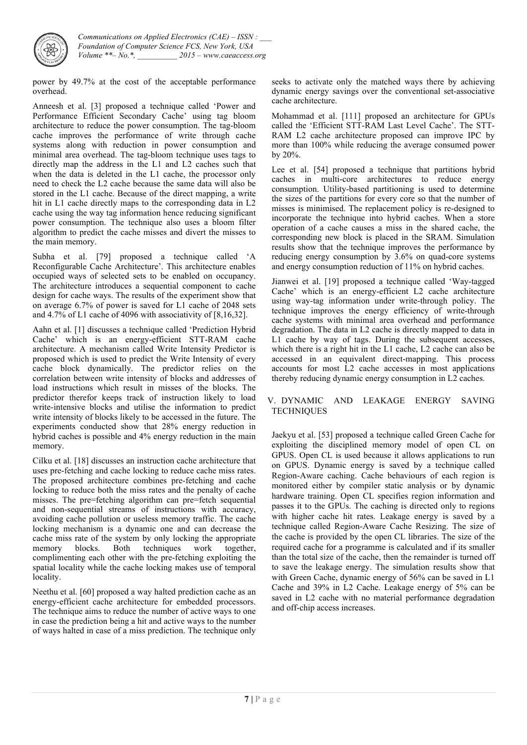power by 49.7% at the cost of the acceptable performance overhead.

Anneesh et al. [3] proposed a technique called 'Power and Performance Efficient Secondary Cache' using tag bloom architecture to reduce the power consumption. The tag-bloom cache improves the performance of write through cache systems along with reduction in power consumption and minimal area overhead. The tag-bloom technique uses tags to directly map the address in the L1 and L2 caches such that when the data is deleted in the L1 cache, the processor only need to check the L2 cache because the same data will also be stored in the L1 cache. Because of the direct mapping, a write hit in L1 cache directly maps to the corresponding data in L2 cache using the way tag information hence reducing significant power consumption. The technique also uses a bloom filter algorithm to predict the cache misses and divert the misses to the main memory.

Subha et al. [79] proposed a technique called 'A Reconfigurable Cache Architecture'. This architecture enables occupied ways of selected sets to be enabled on occupancy. The architecture introduces a sequential component to cache design for cache ways. The results of the experiment show that on average 6.7% of power is saved for L1 cache of 2048 sets and 4.7% of L1 cache of 4096 with associativity of [8,16,32].

Aahn et al. [1] discusses a technique called 'Prediction Hybrid Cache' which is an energy-efficient STT-RAM cache architecture. A mechanism called Write Intensity Predictor is proposed which is used to predict the Write Intensity of every cache block dynamically. The predictor relies on the correlation between write intensity of blocks and addresses of load instructions which result in misses of the blocks. The predictor therefor keeps track of instruction likely to load write-intensive blocks and utilise the information to predict write intensity of blocks likely to be accessed in the future. The experiments conducted show that 28% energy reduction in hybrid caches is possible and 4% energy reduction in the main memory.

Cilku et al. [18] discusses an instruction cache architecture that uses pre-fetching and cache locking to reduce cache miss rates. The proposed architecture combines pre-fetching and cache locking to reduce both the miss rates and the penalty of cache misses. The pre=fetching algorithm can pre=fetch sequential and non-sequential streams of instructions with accuracy, avoiding cache pollution or useless memory traffic. The cache locking mechanism is a dynamic one and can decrease the cache miss rate of the system by only locking the appropriate memory blocks. Both techniques work together, complimenting each other with the pre-fetching exploiting the spatial locality while the cache locking makes use of temporal locality.

Neethu et al. [60] proposed a way halted prediction cache as an energy-efficient cache architecture for embedded processors. The technique aims to reduce the number of active ways to one in case the prediction being a hit and active ways to the number of ways halted in case of a miss prediction. The technique only seeks to activate only the matched ways there by achieving dynamic energy savings over the conventional set-associative cache architecture.

Mohammad et al. [111] proposed an architecture for GPUs called the 'Efficient STT-RAM Last Level Cache'. The STT-RAM L2 cache architecture proposed can improve IPC by more than 100% while reducing the average consumed power by 20%.

Lee et al. [54] proposed a technique that partitions hybrid caches in multi-core architectures to reduce energy consumption. Utility-based partitioning is used to determine the sizes of the partitions for every core so that the number of misses is minimised. The replacement policy is re-designed to incorporate the technique into hybrid caches. When a store operation of a cache causes a miss in the shared cache, the corresponding new block is placed in the SRAM. Simulation results show that the technique improves the performance by reducing energy consumption by 3.6% on quad-core systems and energy consumption reduction of 11% on hybrid caches.

Jianwei et al. [19] proposed a technique called 'Way-tagged Cache' which is an energy-efficient L2 cache architecture using way-tag information under write-through policy. The technique improves the energy efficiency of write-through cache systems with minimal area overhead and performance degradation. The data in L2 cache is directly mapped to data in L1 cache by way of tags. During the subsequent accesses, which there is a right hit in the L1 cache, L2 cache can also be accessed in an equivalent direct-mapping. This process accounts for most L2 cache accesses in most applications thereby reducing dynamic energy consumption in L2 caches.

## V. DYNAMIC AND LEAKAGE ENERGY SAVING TECHNIQUES

Jaekyu et al. [53] proposed a technique called Green Cache for exploiting the disciplined memory model of open CL on GPUS. Open CL is used because it allows applications to run on GPUS. Dynamic energy is saved by a technique called Region-Aware caching. Cache behaviours of each region is monitored either by compiler static analysis or by dynamic hardware training. Open CL specifies region information and passes it to the GPUs. The caching is directed only to regions with higher cache hit rates. Leakage energy is saved by a technique called Region-Aware Cache Resizing. The size of the cache is provided by the open CL libraries. The size of the required cache for a programme is calculated and if its smaller than the total size of the cache, then the remainder is turned off to save the leakage energy. The simulation results show that with Green Cache, dynamic energy of 56% can be saved in L1 Cache and 39% in L2 Cache. Leakage energy of 5% can be saved in L2 cache with no material performance degradation and off-chip access increases.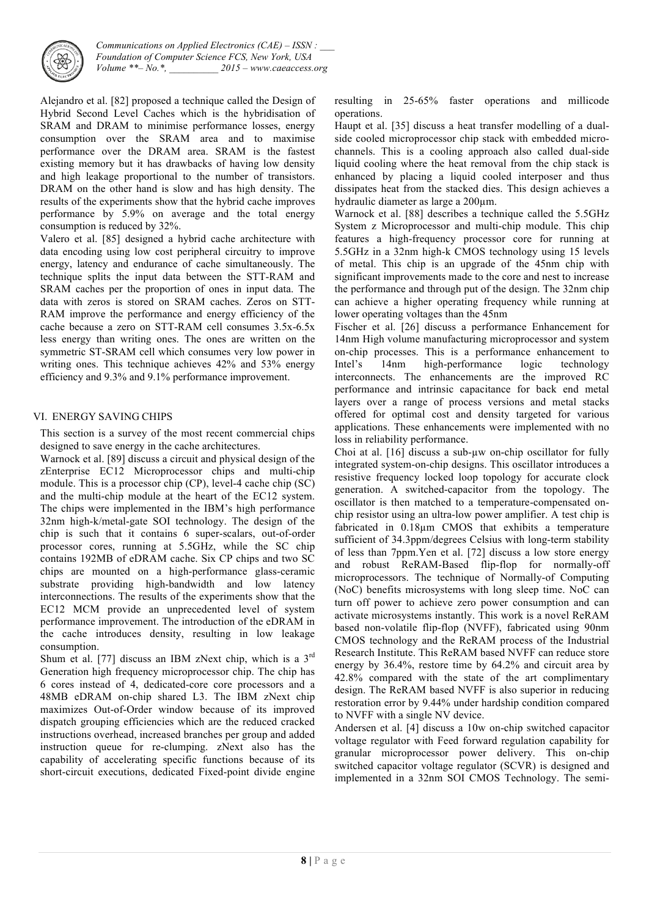Alejandro et al. [82] proposed a technique called the Design of Hybrid Second Level Caches which is the hybridisation of SRAM and DRAM to minimise performance losses, energy consumption over the SRAM area and to maximise performance over the DRAM area. SRAM is the fastest existing memory but it has drawbacks of having low density and high leakage proportional to the number of transistors. DRAM on the other hand is slow and has high density. The results of the experiments show that the hybrid cache improves performance by 5.9% on average and the total energy consumption is reduced by 32%.

Valero et al. [85] designed a hybrid cache architecture with data encoding using low cost peripheral circuitry to improve energy, latency and endurance of cache simultaneously. The technique splits the input data between the STT-RAM and SRAM caches per the proportion of ones in input data. The data with zeros is stored on SRAM caches. Zeros on STT-RAM improve the performance and energy efficiency of the cache because a zero on STT-RAM cell consumes 3.5x-6.5x less energy than writing ones. The ones are written on the symmetric ST-SRAM cell which consumes very low power in writing ones. This technique achieves 42% and 53% energy efficiency and 9.3% and 9.1% performance improvement.

## VI. ENERGY SAVING CHIPS

This section is a survey of the most recent commercial chips designed to save energy in the cache architectures.

Warnock et al. [89] discuss a circuit and physical design of the zEnterprise EC12 Microprocessor chips and multi-chip module. This is a processor chip (CP), level-4 cache chip (SC) and the multi-chip module at the heart of the EC12 system. The chips were implemented in the IBM's high performance 32nm high-k/metal-gate SOI technology. The design of the chip is such that it contains 6 super-scalars, out-of-order processor cores, running at 5.5GHz, while the SC chip contains 192MB of eDRAM cache. Six CP chips and two SC chips are mounted on a high-performance glass-ceramic substrate providing high-bandwidth and low latency interconnections. The results of the experiments show that the EC12 MCM provide an unprecedented level of system performance improvement. The introduction of the eDRAM in the cache introduces density, resulting in low leakage consumption.

Shum et al. [77] discuss an IBM zNext chip, which is a 3rd Generation high frequency microprocessor chip. The chip has 6 cores instead of 4, dedicated-core core processors and a 48MB eDRAM on-chip shared L3. The IBM zNext chip maximizes Out-of-Order window because of its improved dispatch grouping efficiencies which are the reduced cracked instructions overhead, increased branches per group and added instruction queue for re-clumping. zNext also has the capability of accelerating specific functions because of its short-circuit executions, dedicated Fixed-point divide engine resulting in 25-65% faster operations and millicode operations.

Haupt et al. [35] discuss a heat transfer modelling of a dual-side cooled microprocessor chip stack with embedded micro-channels. This is a cooling approach also called dual-side liquid cooling where the heat removal from the chip stack is enhanced by placing a liquid cooled interposer and thus dissipates heat from the stacked dies. This design achieves a hydraulic diameter as large a 200μm.

Warnock et al. [88] describes a technique called the 5.5GHz System z Microprocessor and multi-chip module. This chip features a high-frequency processor core for running at 5.5GHz in a 32nm high-k CMOS technology using 15 levels of metal. This chip is an upgrade of the 45nm chip with significant improvements made to the core and nest to increase the performance and through put of the design. The 32nm chip can achieve a higher operating frequency while running at lower operating voltages than the 45nm

Fischer et al. [26] discuss a performance Enhancement for 14nm High volume manufacturing microprocessor and system on-chip processes. This is a performance enhancement to Intel's 14nm high-performance logic technology interconnects. The enhancements are the improved RC performance and intrinsic capacitance for back end metal layers over a range of process versions and metal stacks offered for optimal cost and density targeted for various applications. These enhancements were implemented with no loss in reliability performance.

Choi at al. [16] discuss a sub-μw on-chip oscillator for fully integrated system-on-chip designs. This oscillator introduces a resistive frequency locked loop topology for accurate clock generation. A switched-capacitor from the topology. The oscillator is then matched to a temperature-compensated on-chip resistor using an ultra-low power amplifier. A test chip is fabricated in 0.18μm CMOS that exhibits a temperature sufficient of 34.3ppm/degrees Celsius with long-term stability of less than 7ppm.Yen et al. [72] discuss a low store energy and robust ReRAM-Based flip-flop for normally-off microprocessors. The technique of Normally-of Computing (NoC) benefits microsystems with long sleep time. NoC can turn off power to achieve zero power consumption and can activate microsystems instantly. This work is a novel ReRAM based non-volatile flip-flop (NVFF), fabricated using 90nm CMOS technology and the ReRAM process of the Industrial Research Institute. This ReRAM based NVFF can reduce store energy by 36.4%, restore time by 64.2% and circuit area by 42.8% compared with the state of the art complimentary design. The ReRAM based NVFF is also superior in reducing restoration error by 9.44% under hardship condition compared to NVFF with a single NV device.

Andersen et al. [4] discuss a 10w on-chip switched capacitor voltage regulator with Feed forward regulation capability for granular microprocessor power delivery. This on-chip switched capacitor voltage regulator (SCVR) is designed and implemented in a 32nm SOI CMOS Technology. The semi-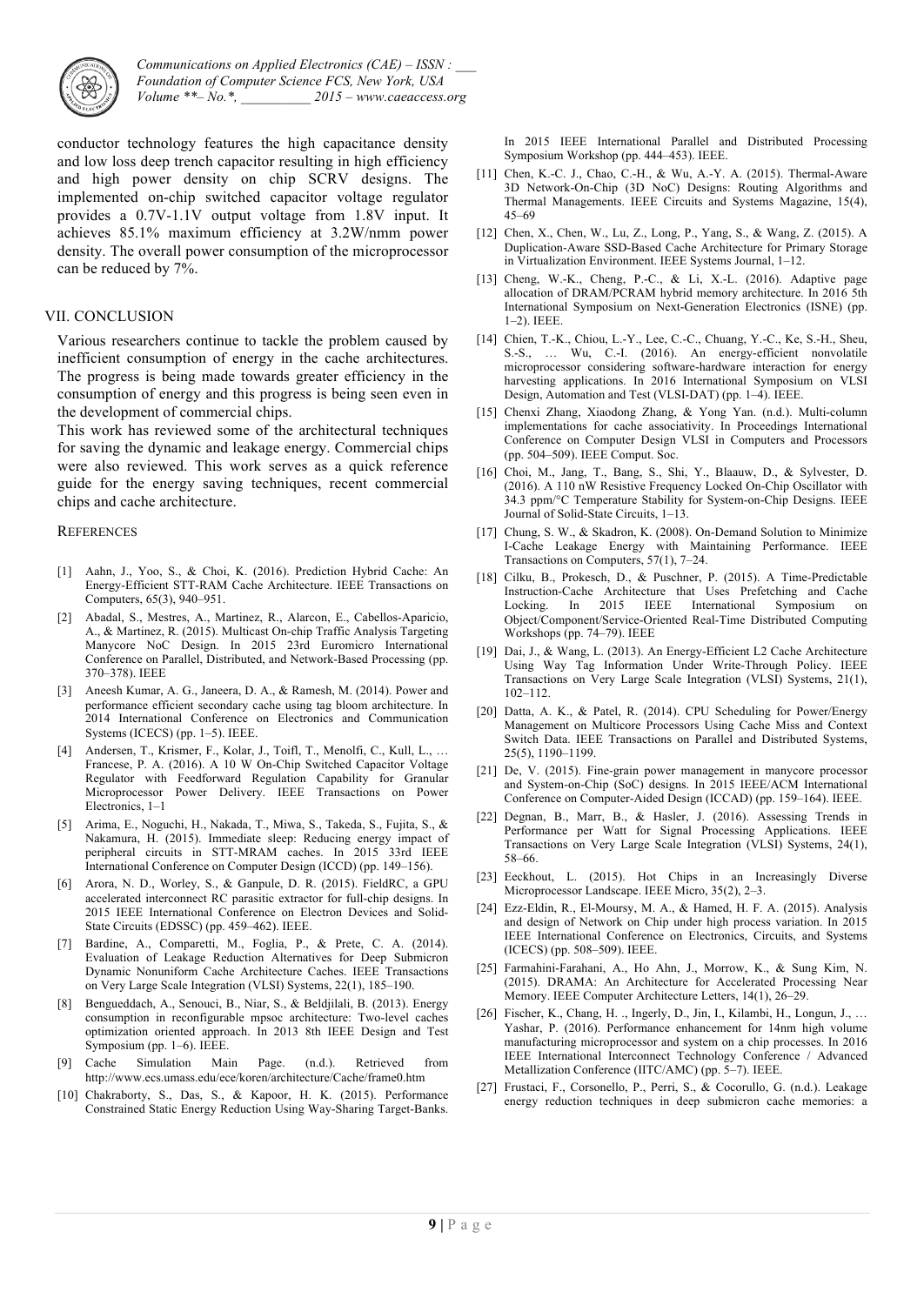conductor technology features the high capacitance density and low loss deep trench capacitor resulting in high efficiency and high power density on chip SCRV designs. The implemented on-chip switched capacitor voltage regulator provides a 0.7V-1.1V output voltage from 1.8V input. It achieves 85.1% maximum efficiency at 3.2W/nmm power density. The overall power consumption of the microprocessor can be reduced by 7%.

## VII. CONCLUSION

Various researchers continue to tackle the problem caused by inefficient consumption of energy in the cache architectures. The progress is being made towards greater efficiency in the consumption of energy and this progress is being seen even in the development of commercial chips.

This work has reviewed some of the architectural techniques for saving the dynamic and leakage energy. Commercial chips were also reviewed. This work serves as a quick reference guide for the energy saving techniques, recent commercial chips and cache architecture.

## REFERENCES

[1] Aahn, J., Yoo, S., & Choi, K. (2016). Prediction Hybrid Cache: An Energy-Efficient STT-RAM Cache Architecture. IEEE Transactions on Computers, 65(3), 940–951.

[2] Abadal, S., Mestres, A., Martinez, R., Alarcon, E., Cabellos-Aparicio, A., & Martinez, R. (2015). Multicast On-chip Traffic Analysis Targeting Manycore NoC Design. In 2015 23rd Euromicro International Conference on Parallel, Distributed, and Network-Based Processing (pp. 370–378). IEEE

[3] Aneesh Kumar, A. G., Janeera, D. A., & Ramesh, M. (2014). Power and performance efficient secondary cache using tag bloom architecture. In 2014 International Conference on Electronics and Communication Systems (ICECS) (pp. 1–5). IEEE.

[4] Andersen, T., Krismer, F., Kolar, J., Toifl, T., Menolfi, C., Kull, L., … Francese, P. A. (2016). A 10 W On-Chip Switched Capacitor Voltage Regulator with Feedforward Regulation Capability for Granular Microprocessor Power Delivery. IEEE Transactions on Power Electronics, 1–1

[5] Arima, E., Noguchi, H., Nakada, T., Miwa, S., Takeda, S., Fujita, S., & Nakamura, H. (2015). Immediate sleep: Reducing energy impact of peripheral circuits in STT-MRAM caches. In 2015 33rd IEEE International Conference on Computer Design (ICCD) (pp. 149–156).

[6] Arora, N. D., Worley, S., & Ganpule, D. R. (2015). FieldRC, a GPU accelerated interconnect RC parasitic extractor for full-chip designs. In 2015 IEEE International Conference on Electron Devices and Solid-State Circuits (EDSSC) (pp. 459–462). IEEE.

[7] Bardine, A., Comparetti, M., Foglia, P., & Prete, C. A. (2014). Evaluation of Leakage Reduction Alternatives for Deep Submicron Dynamic Nonuniform Cache Architecture Caches. IEEE Transactions on Very Large Scale Integration (VLSI) Systems, 22(1), 185–190.

[8] Bengueddach, A., Senouci, B., Niar, S., & Beldjilali, B. (2013). Energy consumption in reconfigurable mpsoc architecture: Two-level caches optimization oriented approach. In 2013 8th IEEE Design and Test Symposium (pp. 1–6). IEEE.

[9] Cache Simulation Main Page. (n.d.). Retrieved from http://www.ecs.umass.edu/ece/koren/architecture/Cache/frame0.htm

[10] Chakraborty, S., Das, S., & Kapoor, H. K. (2015). Performance Constrained Static Energy Reduction Using Way-Sharing Target-Banks. In 2015 IEEE International Parallel and Distributed Processing Symposium Workshop (pp. 444–453). IEEE.

[11] Chen, K.-C. J., Chao, C.-H., & Wu, A.-Y. A. (2015). Thermal-Aware 3D Network-On-Chip (3D NoC) Designs: Routing Algorithms and Thermal Managements. IEEE Circuits and Systems Magazine, 15(4), 45–69

[12] Chen, X., Chen, W., Lu, Z., Long, P., Yang, S., & Wang, Z. (2015). A Duplication-Aware SSD-Based Cache Architecture for Primary Storage in Virtualization Environment. IEEE Systems Journal, 1–12.

[13] Cheng, W.-K., Cheng, P.-C., & Li, X.-L. (2016). Adaptive page allocation of DRAM/PCRAM hybrid memory architecture. In 2016 5th International Symposium on Next-Generation Electronics (ISNE) (pp. 1–2). IEEE.

[14] Chien, T.-K., Chiou, L.-Y., Lee, C.-C., Chuang, Y.-C., Ke, S.-H., Sheu, S.-S., … Wu, C.-I. (2016). An energy-efficient nonvolatile microprocessor considering software-hardware interaction for energy harvesting applications. In 2016 International Symposium on VLSI Design, Automation and Test (VLSI-DAT) (pp. 1–4). IEEE.

[15] Chenxi Zhang, Xiaodong Zhang, & Yong Yan. (n.d.). Multi-column implementations for cache associativity. In Proceedings International Conference on Computer Design VLSI in Computers and Processors (pp. 504–509). IEEE Comput. Soc.

[16] Choi, M., Jang, T., Bang, S., Shi, Y., Blaauw, D., & Sylvester, D. (2016). A 110 nW Resistive Frequency Locked On-Chip Oscillator with 34.3 ppm/°C Temperature Stability for System-on-Chip Designs. IEEE Journal of Solid-State Circuits, 1–13.

[17] Chung, S. W., & Skadron, K. (2008). On-Demand Solution to Minimize I-Cache Leakage Energy with Maintaining Performance. IEEE Transactions on Computers, 57(1), 7–24.

[18] Cilku, B., Prokesch, D., & Puschner, P. (2015). A Time-Predictable Instruction-Cache Architecture that Uses Prefetching and Cache Locking. In 2015 IEEE International Symposium on Object/Component/Service-Oriented Real-Time Distributed Computing Workshops (pp. 74–79). IEEE

[19] Dai, J., & Wang, L. (2013). An Energy-Efficient L2 Cache Architecture Using Way Tag Information Under Write-Through Policy. IEEE Transactions on Very Large Scale Integration (VLSI) Systems, 21(1), 102–112.

[20] Datta, A. K., & Patel, R. (2014). CPU Scheduling for Power/Energy Management on Multicore Processors Using Cache Miss and Context Switch Data. IEEE Transactions on Parallel and Distributed Systems, 25(5), 1190–1199.

[21] De, V. (2015). Fine-grain power management in manycore processor and System-on-Chip (SoC) designs. In 2015 IEEE/ACM International Conference on Computer-Aided Design (ICCAD) (pp. 159–164). IEEE.

[22] Degnan, B., Marr, B., & Hasler, J. (2016). Assessing Trends in Performance per Watt for Signal Processing Applications. IEEE Transactions on Very Large Scale Integration (VLSI) Systems, 24(1), 58–66.

[23] Eeckhout, L. (2015). Hot Chips in an Increasingly Diverse Microprocessor Landscape. IEEE Micro, 35(2), 2–3.

[24] Ezz-Eldin, R., El-Moursy, M. A., & Hamed, H. F. A. (2015). Analysis and design of Network on Chip under high process variation. In 2015 IEEE International Conference on Electronics, Circuits, and Systems (ICECS) (pp. 508–509). IEEE.

[25] Farmahini-Farahani, A., Ho Ahn, J., Morrow, K., & Sung Kim, N. (2015). DRAMA: An Architecture for Accelerated Processing Near Memory. IEEE Computer Architecture Letters, 14(1), 26–29.

[26] Fischer, K., Chang, H. ., Ingerly, D., Jin, I., Kilambi, H., Longun, J., … Yashar, P. (2016). Performance enhancement for 14nm high volume manufacturing microprocessor and system on a chip processes. In 2016 IEEE International Interconnect Technology Conference / Advanced Metallization Conference (IITC/AMC) (pp. 5–7). IEEE.

[27] Frustaci, F., Corsonello, P., Perri, S., & Cocorullo, G. (n.d.). Leakage energy reduction techniques in deep submicron cache memories: a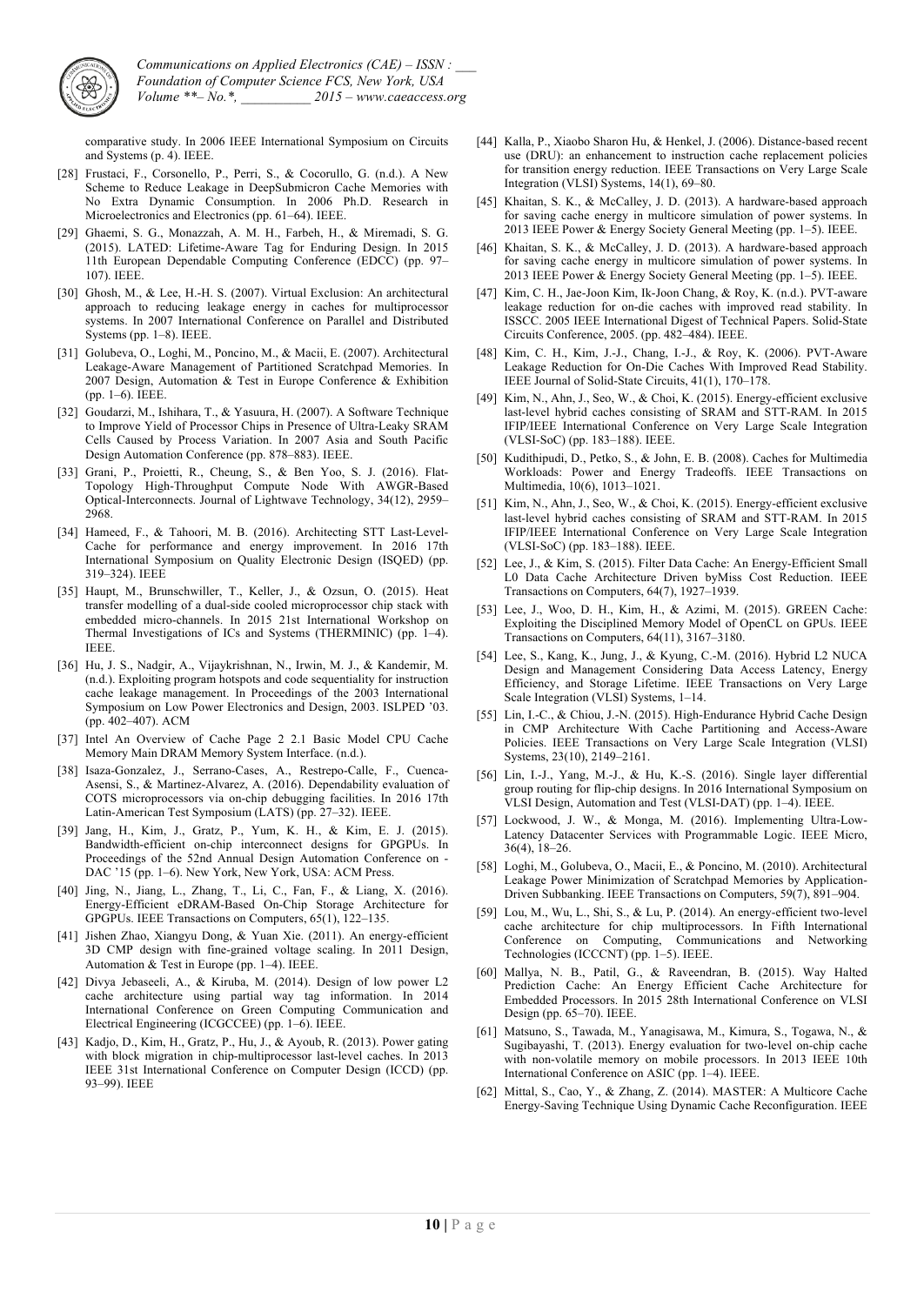comparative study. In 2006 IEEE International Symposium on Circuits and Systems (p. 4). IEEE.

[28] Frustaci, F., Corsonello, P., Perri, S., & Cocorullo, G. (n.d.). A New Scheme to Reduce Leakage in DeepSubmicron Cache Memories with No Extra Dynamic Consumption. In 2006 Ph.D. Research in Microelectronics and Electronics (pp. 61–64). IEEE.

[29] Ghaemi, S. G., Monazzah, A. M. H., Farbeh, H., & Miremadi, S. G. (2015). LATED: Lifetime-Aware Tag for Enduring Design. In 2015 11th European Dependable Computing Conference (EDCC) (pp. 97–107). IEEE.

[30] Ghosh, M., & Lee, H.-H. S. (2007). Virtual Exclusion: An architectural approach to reducing leakage energy in caches for multiprocessor systems. In 2007 International Conference on Parallel and Distributed Systems (pp. 1–8). IEEE.

[31] Golubeva, O., Loghi, M., Poncino, M., & Macii, E. (2007). Architectural Leakage-Aware Management of Partitioned Scratchpad Memories. In 2007 Design, Automation & Test in Europe Conference & Exhibition (pp. 1–6). IEEE.

[32] Goudarzi, M., Ishihara, T., & Yasuura, H. (2007). A Software Technique to Improve Yield of Processor Chips in Presence of Ultra-Leaky SRAM Cells Caused by Process Variation. In 2007 Asia and South Pacific Design Automation Conference (pp. 878–883). IEEE.

[33] Grani, P., Proietti, R., Cheung, S., & Ben Yoo, S. J. (2016). Flat-Topology High-Throughput Compute Node With AWGR-Based Optical-Interconnects. Journal of Lightwave Technology, 34(12), 2959–2968.

[34] Hameed, F., & Tahoori, M. B. (2016). Architecting STT Last-Level-Cache for performance and energy improvement. In 2016 17th International Symposium on Quality Electronic Design (ISQED) (pp. 319–324). IEEE

[35] Haupt, M., Brunschwiller, T., Keller, J., & Ozsun, O. (2015). Heat transfer modelling of a dual-side cooled microprocessor chip stack with embedded micro-channels. In 2015 21st International Workshop on Thermal Investigations of ICs and Systems (THERMINIC) (pp. 1–4). IEEE.

[36] Hu, J. S., Nadgir, A., Vijaykrishnan, N., Irwin, M. J., & Kandemir, M. (n.d.). Exploiting program hotspots and code sequentiality for instruction cache leakage management. In Proceedings of the 2003 International Symposium on Low Power Electronics and Design, 2003. ISLPED '03. (pp. 402–407). ACM

[37] Intel An Overview of Cache Page 2 2.1 Basic Model CPU Cache Memory Main DRAM Memory System Interface. (n.d.).

[38] Isaza-Gonzalez, J., Serrano-Cases, A., Restrepo-Calle, F., Cuenca-Asensi, S., & Martinez-Alvarez, A. (2016). Dependability evaluation of COTS microprocessors via on-chip debugging facilities. In 2016 17th Latin-American Test Symposium (LATS) (pp. 27–32). IEEE.

[39] Jang, H., Kim, J., Gratz, P., Yum, K. H., & Kim, E. J. (2015). Bandwidth-efficient on-chip interconnect designs for GPGPUs. In Proceedings of the 52nd Annual Design Automation Conference on - DAC '15 (pp. 1–6). New York, New York, USA: ACM Press.

[40] Jing, N., Jiang, L., Zhang, T., Li, C., Fan, F., & Liang, X. (2016). Energy-Efficient eDRAM-Based On-Chip Storage Architecture for GPGPUs. IEEE Transactions on Computers, 65(1), 122–135.

[41] Jishen Zhao, Xiangyu Dong, & Yuan Xie. (2011). An energy-efficient 3D CMP design with fine-grained voltage scaling. In 2011 Design, Automation & Test in Europe (pp. 1–4). IEEE.

[42] Divya Jebaseeli, A., & Kiruba, M. (2014). Design of low power L2 cache architecture using partial way tag information. In 2014 International Conference on Green Computing Communication and Electrical Engineering (ICGCCEE) (pp. 1–6). IEEE.

[43] Kadjo, D., Kim, H., Gratz, P., Hu, J., & Ayoub, R. (2013). Power gating with block migration in chip-multiprocessor last-level caches. In 2013 IEEE 31st International Conference on Computer Design (ICCD) (pp. 93–99). IEEE

[44] Kalla, P., Xiaobo Sharon Hu, & Henkel, J. (2006). Distance-based recent use (DRU): an enhancement to instruction cache replacement policies for transition energy reduction. IEEE Transactions on Very Large Scale Integration (VLSI) Systems, 14(1), 69–80.

[45] Khaitan, S. K., & McCalley, J. D. (2013). A hardware-based approach for saving cache energy in multicore simulation of power systems. In 2013 IEEE Power & Energy Society General Meeting (pp. 1–5). IEEE.

[46] Khaitan, S. K., & McCalley, J. D. (2013). A hardware-based approach for saving cache energy in multicore simulation of power systems. In 2013 IEEE Power & Energy Society General Meeting (pp. 1–5). IEEE.

[47] Kim, C. H., Jae-Joon Kim, Ik-Joon Chang, & Roy, K. (n.d.). PVT-aware leakage reduction for on-die caches with improved read stability. In ISSCC. 2005 IEEE International Digest of Technical Papers. Solid-State Circuits Conference, 2005. (pp. 482–484). IEEE.

[48] Kim, C. H., Kim, J.-J., Chang, I.-J., & Roy, K. (2006). PVT-Aware Leakage Reduction for On-Die Caches With Improved Read Stability. IEEE Journal of Solid-State Circuits, 41(1), 170–178.

[49] Kim, N., Ahn, J., Seo, W., & Choi, K. (2015). Energy-efficient exclusive last-level hybrid caches consisting of SRAM and STT-RAM. In 2015 IFIP/IEEE International Conference on Very Large Scale Integration (VLSI-SoC) (pp. 183–188). IEEE.

[50] Kudithipudi, D., Petko, S., & John, E. B. (2008). Caches for Multimedia Workloads: Power and Energy Tradeoffs. IEEE Transactions on Multimedia, 10(6), 1013–1021.

[51] Kim, N., Ahn, J., Seo, W., & Choi, K. (2015). Energy-efficient exclusive last-level hybrid caches consisting of SRAM and STT-RAM. In 2015 IFIP/IEEE International Conference on Very Large Scale Integration (VLSI-SoC) (pp. 183–188). IEEE.

[52] Lee, J., & Kim, S. (2015). Filter Data Cache: An Energy-Efficient Small L0 Data Cache Architecture Driven byMiss Cost Reduction. IEEE Transactions on Computers, 64(7), 1927–1939.

[53] Lee, J., Woo, D. H., Kim, H., & Azimi, M. (2015). GREEN Cache: Exploiting the Disciplined Memory Model of OpenCL on GPUs. IEEE Transactions on Computers, 64(11), 3167–3180.

[54] Lee, S., Kang, K., Jung, J., & Kyung, C.-M. (2016). Hybrid L2 NUCA Design and Management Considering Data Access Latency, Energy Efficiency, and Storage Lifetime. IEEE Transactions on Very Large Scale Integration (VLSI) Systems, 1–14.

[55] Lin, I.-C., & Chiou, J.-N. (2015). High-Endurance Hybrid Cache Design in CMP Architecture With Cache Partitioning and Access-Aware Policies. IEEE Transactions on Very Large Scale Integration (VLSI) Systems, 23(10), 2149–2161.

[56] Lin, I.-J., Yang, M.-J., & Hu, K.-S. (2016). Single layer differential group routing for flip-chip designs. In 2016 International Symposium on VLSI Design, Automation and Test (VLSI-DAT) (pp. 1–4). IEEE.

[57] Lockwood, J. W., & Monga, M. (2016). Implementing Ultra-Low-Latency Datacenter Services with Programmable Logic. IEEE Micro, 36(4), 18–26.

[58] Loghi, M., Golubeva, O., Macii, E., & Poncino, M. (2010). Architectural Leakage Power Minimization of Scratchpad Memories by Application-Driven Subbanking. IEEE Transactions on Computers, 59(7), 891–904.

[59] Lou, M., Wu, L., Shi, S., & Lu, P. (2014). An energy-efficient two-level cache architecture for chip multiprocessors. In Fifth International Conference on Computing, Communications and Networking Technologies (ICCCNT) (pp. 1–5). IEEE.

[60] Mallya, N. B., Patil, G., & Raveendran, B. (2015). Way Halted Prediction Cache: An Energy Efficient Cache Architecture for Embedded Processors. In 2015 28th International Conference on VLSI Design (pp. 65–70). IEEE.

[61] Matsuno, S., Tawada, M., Yanagisawa, M., Kimura, S., Togawa, N., & Sugibayashi, T. (2013). Energy evaluation for two-level on-chip cache with non-volatile memory on mobile processors. In 2013 IEEE 10th International Conference on ASIC (pp. 1–4). IEEE.

[62] Mittal, S., Cao, Y., & Zhang, Z. (2014). MASTER: A Multicore Cache Energy-Saving Technique Using Dynamic Cache Reconfiguration. IEEE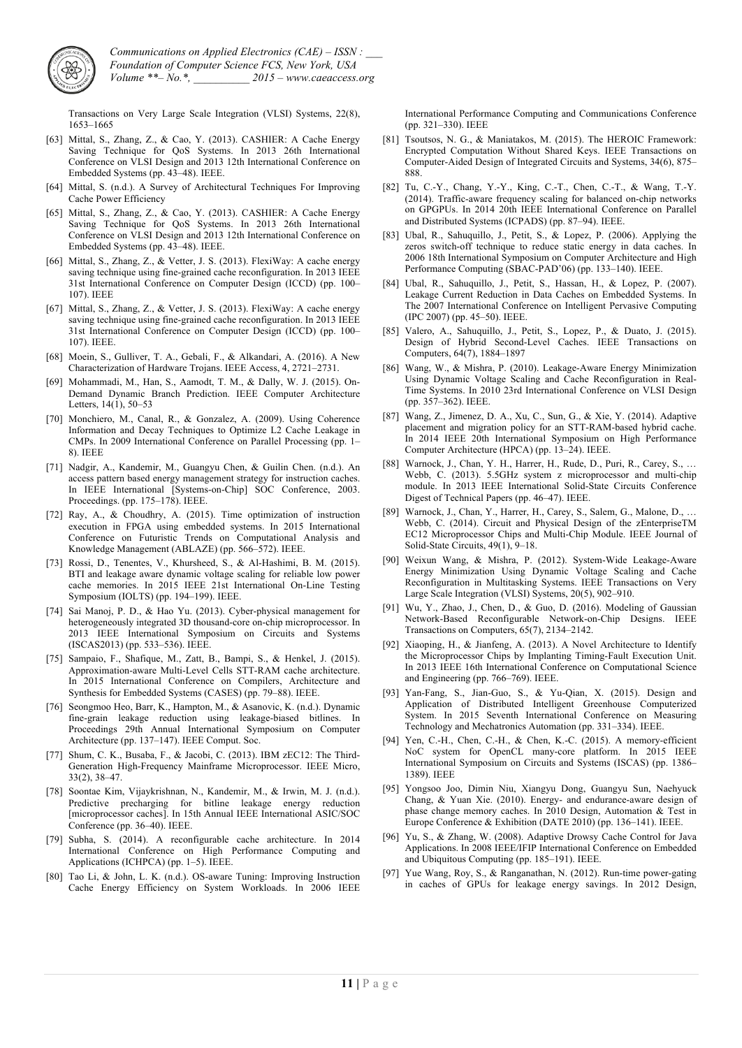Transactions on Very Large Scale Integration (VLSI) Systems, 22(8), 1653–1665

[63] Mittal, S., Zhang, Z., & Cao, Y. (2013). CASHIER: A Cache Energy Saving Technique for QoS Systems. In 2013 26th International Conference on VLSI Design and 2013 12th International Conference on Embedded Systems (pp. 43–48). IEEE.

[64] Mittal, S. (n.d.). A Survey of Architectural Techniques For Improving Cache Power Efficiency

[65] Mittal, S., Zhang, Z., & Cao, Y. (2013). CASHIER: A Cache Energy Saving Technique for QoS Systems. In 2013 26th International Conference on VLSI Design and 2013 12th International Conference on Embedded Systems (pp. 43–48). IEEE.

[66] Mittal, S., Zhang, Z., & Vetter, J. S. (2013). FlexiWay: A cache energy saving technique using fine-grained cache reconfiguration. In 2013 IEEE 31st International Conference on Computer Design (ICCD) (pp. 100–107). IEEE

[67] Mittal, S., Zhang, Z., & Vetter, J. S. (2013). FlexiWay: A cache energy saving technique using fine-grained cache reconfiguration. In 2013 IEEE 31st International Conference on Computer Design (ICCD) (pp. 100–107). IEEE.

[68] Moein, S., Gulliver, T. A., Gebali, F., & Alkandari, A. (2016). A New Characterization of Hardware Trojans. IEEE Access, 4, 2721–2731.

[69] Mohammadi, M., Han, S., Aamodt, T. M., & Dally, W. J. (2015). On-Demand Dynamic Branch Prediction. IEEE Computer Architecture Letters, 14(1), 50–53

[70] Monchiero, M., Canal, R., & Gonzalez, A. (2009). Using Coherence Information and Decay Techniques to Optimize L2 Cache Leakage in CMPs. In 2009 International Conference on Parallel Processing (pp. 1–8). IEEE

[71] Nadgir, A., Kandemir, M., Guangyu Chen, & Guilin Chen. (n.d.). An access pattern based energy management strategy for instruction caches. In IEEE International [Systems-on-Chip] SOC Conference, 2003. Proceedings. (pp. 175–178). IEEE.

[72] Ray, A., & Choudhry, A. (2015). Time optimization of instruction execution in FPGA using embedded systems. In 2015 International Conference on Futuristic Trends on Computational Analysis and Knowledge Management (ABLAZE) (pp. 566–572). IEEE.

[73] Rossi, D., Tenentes, V., Khursheed, S., & Al-Hashimi, B. M. (2015). BTI and leakage aware dynamic voltage scaling for reliable low power cache memories. In 2015 IEEE 21st International On-Line Testing Symposium (IOLTS) (pp. 194–199). IEEE.

[74] Sai Manoj, P. D., & Hao Yu. (2013). Cyber-physical management for heterogeneously integrated 3D thousand-core on-chip microprocessor. In 2013 IEEE International Symposium on Circuits and Systems (ISCAS2013) (pp. 533–536). IEEE.

[75] Sampaio, F., Shafique, M., Zatt, B., Bampi, S., & Henkel, J. (2015). Approximation-aware Multi-Level Cells STT-RAM cache architecture. In 2015 International Conference on Compilers, Architecture and Synthesis for Embedded Systems (CASES) (pp. 79–88). IEEE.

[76] Seongmoo Heo, Barr, K., Hampton, M., & Asanovic, K. (n.d.). Dynamic fine-grain leakage reduction using leakage-biased bitlines. In Proceedings 29th Annual International Symposium on Computer Architecture (pp. 137–147). IEEE Comput. Soc.

[77] Shum, C. K., Busaba, F., & Jacobi, C. (2013). IBM zEC12: The Third-Generation High-Frequency Mainframe Microprocessor. IEEE Micro, 33(2), 38–47.

[78] Soontae Kim, Vijaykrishnan, N., Kandemir, M., & Irwin, M. J. (n.d.). Predictive precharging for bitline leakage energy reduction [microprocessor caches]. In 15th Annual IEEE International ASIC/SOC Conference (pp. 36–40). IEEE.

[79] Subha, S. (2014). A reconfigurable cache architecture. In 2014 International Conference on High Performance Computing and Applications (ICHPCA) (pp. 1–5). IEEE.

[80] Tao Li, & John, L. K. (n.d.). OS-aware Tuning: Improving Instruction Cache Energy Efficiency on System Workloads. In 2006 IEEE International Performance Computing and Communications Conference (pp. 321–330). IEEE

[81] Tsoutsos, N. G., & Maniatakos, M. (2015). The HEROIC Framework: Encrypted Computation Without Shared Keys. IEEE Transactions on Computer-Aided Design of Integrated Circuits and Systems, 34(6), 875–888.

[82] Tu, C.-Y., Chang, Y.-Y., King, C.-T., Chen, C.-T., & Wang, T.-Y. (2014). Traffic-aware frequency scaling for balanced on-chip networks on GPGPUs. In 2014 20th IEEE International Conference on Parallel and Distributed Systems (ICPADS) (pp. 87–94). IEEE.

[83] Ubal, R., Sahuquillo, J., Petit, S., & Lopez, P. (2006). Applying the zeros switch-off technique to reduce static energy in data caches. In 2006 18th International Symposium on Computer Architecture and High Performance Computing (SBAC-PAD'06) (pp. 133–140). IEEE.

[84] Ubal, R., Sahuquillo, J., Petit, S., Hassan, H., & Lopez, P. (2007). Leakage Current Reduction in Data Caches on Embedded Systems. In The 2007 International Conference on Intelligent Pervasive Computing (IPC 2007) (pp. 45–50). IEEE.

[85] Valero, A., Sahuquillo, J., Petit, S., Lopez, P., & Duato, J. (2015). Design of Hybrid Second-Level Caches. IEEE Transactions on Computers, 64(7), 1884–1897

[86] Wang, W., & Mishra, P. (2010). Leakage-Aware Energy Minimization Using Dynamic Voltage Scaling and Cache Reconfiguration in Real-Time Systems. In 2010 23rd International Conference on VLSI Design (pp. 357–362). IEEE.

[87] Wang, Z., Jimenez, D. A., Xu, C., Sun, G., & Xie, Y. (2014). Adaptive placement and migration policy for an STT-RAM-based hybrid cache. In 2014 IEEE 20th International Symposium on High Performance Computer Architecture (HPCA) (pp. 13–24). IEEE.

[88] Warnock, J., Chan, Y. H., Harrer, H., Rude, D., Puri, R., Carey, S., … Webb, C. (2013). 5.5GHz system z microprocessor and multi-chip module. In 2013 IEEE International Solid-State Circuits Conference Digest of Technical Papers (pp. 46–47). IEEE.

[89] Warnock, J., Chan, Y., Harrer, H., Carey, S., Salem, G., Malone, D., … Webb, C. (2014). Circuit and Physical Design of the zEnterpriseTM EC12 Microprocessor Chips and Multi-Chip Module. IEEE Journal of Solid-State Circuits, 49(1), 9–18.

[90] Weixun Wang, & Mishra, P. (2012). System-Wide Leakage-Aware Energy Minimization Using Dynamic Voltage Scaling and Cache Reconfiguration in Multitasking Systems. IEEE Transactions on Very Large Scale Integration (VLSI) Systems, 20(5), 902–910.

[91] Wu, Y., Zhao, J., Chen, D., & Guo, D. (2016). Modeling of Gaussian Network-Based Reconfigurable Network-on-Chip Designs. IEEE Transactions on Computers, 65(7), 2134–2142.

[92] Xiaoping, H., & Jianfeng, A. (2013). A Novel Architecture to Identify the Microprocessor Chips by Implanting Timing-Fault Execution Unit. In 2013 IEEE 16th International Conference on Computational Science and Engineering (pp. 766–769). IEEE.

[93] Yan-Fang, S., Jian-Guo, S., & Yu-Qian, X. (2015). Design and Application of Distributed Intelligent Greenhouse Computerized System. In 2015 Seventh International Conference on Measuring Technology and Mechatronics Automation (pp. 331–334). IEEE.

[94] Yen, C.-H., Chen, C.-H., & Chen, K.-C. (2015). A memory-efficient NoC system for OpenCL many-core platform. In 2015 IEEE International Symposium on Circuits and Systems (ISCAS) (pp. 1386–1389). IEEE

[95] Yongsoo Joo, Dimin Niu, Xiangyu Dong, Guangyu Sun, Naehyuck Chang, & Yuan Xie. (2010). Energy- and endurance-aware design of phase change memory caches. In 2010 Design, Automation & Test in Europe Conference & Exhibition (DATE 2010) (pp. 136–141). IEEE.

[96] Yu, S., & Zhang, W. (2008). Adaptive Drowsy Cache Control for Java Applications. In 2008 IEEE/IFIP International Conference on Embedded and Ubiquitous Computing (pp. 185–191). IEEE.

[97] Yue Wang, Roy, S., & Ranganathan, N. (2012). Run-time power-gating in caches of GPUs for leakage energy savings. In 2012 Design,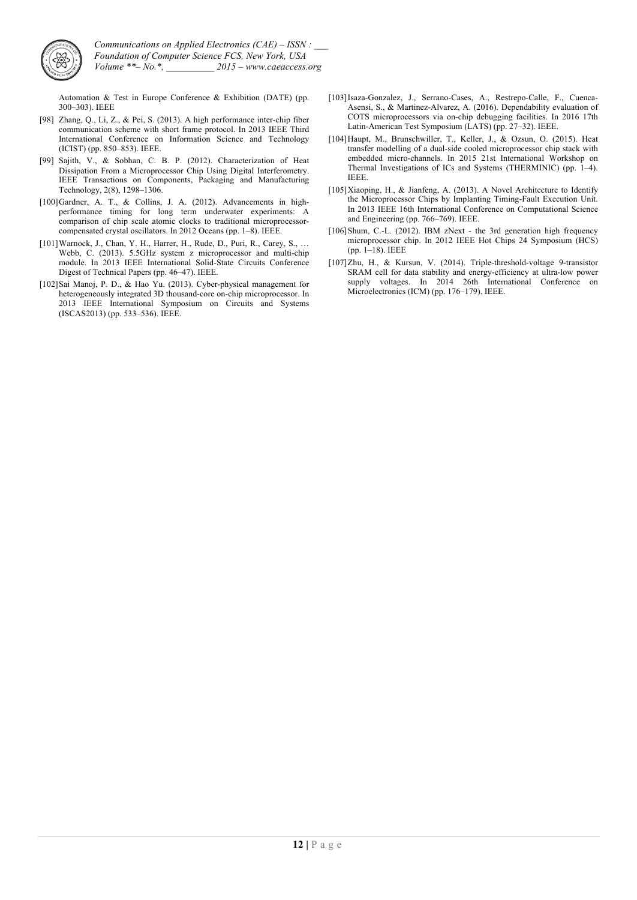Automation & Test in Europe Conference & Exhibition (DATE) (pp. 300–303). IEEE

[98] Zhang, Q., Li, Z., & Pei, S. (2013). A high performance inter-chip fiber communication scheme with short frame protocol. In 2013 IEEE Third International Conference on Information Science and Technology (ICIST) (pp. 850–853). IEEE.

[99] Sajith, V., & Sobhan, C. B. P. (2012). Characterization of Heat Dissipation From a Microprocessor Chip Using Digital Interferometry. IEEE Transactions on Components, Packaging and Manufacturing Technology, 2(8), 1298–1306.

[100] Gardner, A. T., & Collins, J. A. (2012). Advancements in high-performance timing for long term underwater experiments: A comparison of chip scale atomic clocks to traditional microprocessor-compensated crystal oscillators. In 2012 Oceans (pp. 1–8). IEEE.

[101] Warnock, J., Chan, Y. H., Harrer, H., Rude, D., Puri, R., Carey, S., … Webb, C. (2013). 5.5GHz system z microprocessor and multi-chip module. In 2013 IEEE International Solid-State Circuits Conference Digest of Technical Papers (pp. 46–47). IEEE.

[102] Sai Manoj, P. D., & Hao Yu. (2013). Cyber-physical management for heterogeneously integrated 3D thousand-core on-chip microprocessor. In 2013 IEEE International Symposium on Circuits and Systems (ISCAS2013) (pp. 533–536). IEEE.

[103] Isaza-Gonzalez, J., Serrano-Cases, A., Restrepo-Calle, F., Cuenca-Asensi, S., & Martinez-Alvarez, A. (2016). Dependability evaluation of COTS microprocessors via on-chip debugging facilities. In 2016 17th Latin-American Test Symposium (LATS) (pp. 27–32). IEEE.

[104] Haupt, M., Brunschwiller, T., Keller, J., & Ozsun, O. (2015). Heat transfer modelling of a dual-side cooled microprocessor chip stack with embedded micro-channels. In 2015 21st International Workshop on Thermal Investigations of ICs and Systems (THERMINIC) (pp. 1–4). IEEE.

[105] Xiaoping, H., & Jianfeng, A. (2013). A Novel Architecture to Identify the Microprocessor Chips by Implanting Timing-Fault Execution Unit. In 2013 IEEE 16th International Conference on Computational Science and Engineering (pp. 766–769). IEEE.

[106] Shum, C.-L. (2012). IBM zNext - the 3rd generation high frequency microprocessor chip. In 2012 IEEE Hot Chips 24 Symposium (HCS) (pp. 1–18). IEEE

[107] Zhu, H., & Kursun, V. (2014). Triple-threshold-voltage 9-transistor SRAM cell for data stability and energy-efficiency at ultra-low power supply voltages. In 2014 26th International Conference on Microelectronics (ICM) (pp. 176–179). IEEE.